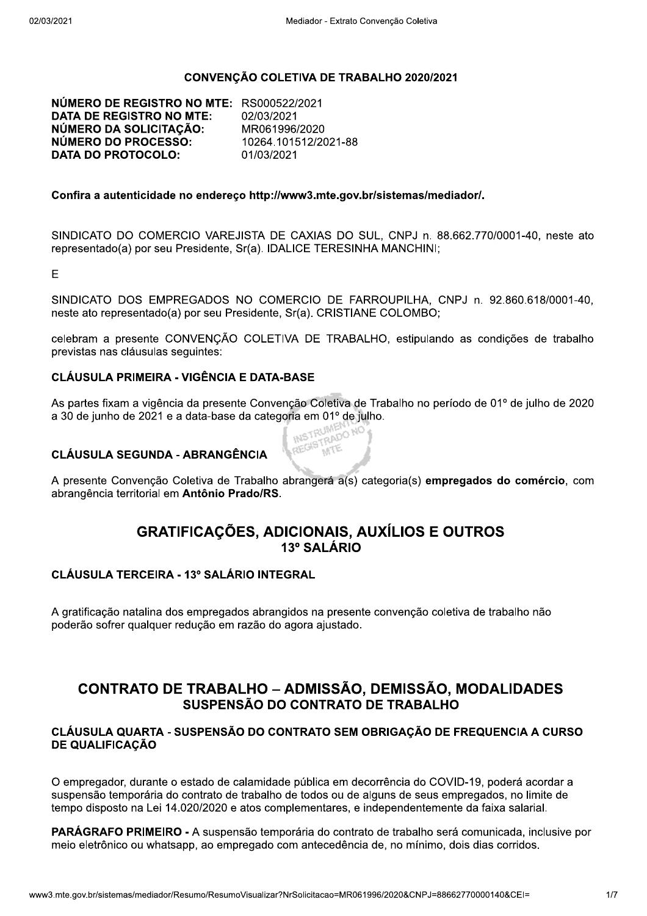## CONVENÇÃO COLETIVA DE TRABALHO 2020/2021

**NÚMERO DE REGISTRO NO MTE:** RS000522/2021
**DATA DE REGISTRO NO MTE:** 02/03/2021
**NÚMERO DA SOLICITAÇÃO:** MR061996/2020
**NÚMERO DO PROCESSO:** 10264.101512/2021-88
**DATA DO PROTOCOLO:** 01/03/2021

**Confira a autenticidade no endereço http://www3.mte.gov.br/sistemas/mediador/.**

SINDICATO DO COMERCIO VAREJISTA DE CAXIAS DO SUL, CNPJ n. 88.662.770/0001-40, neste ato representado(a) por seu Presidente, Sr(a). IDALICE TERESINHA MANCHINI;

E

SINDICATO DOS EMPREGADOS NO COMERCIO DE FARROUPILHA, CNPJ n. 92.860.618/0001-40, neste ato representado(a) por seu Presidente, Sr(a). CRISTIANE COLOMBO;

celebram a presente CONVENÇÃO COLETIVA DE TRABALHO, estipulando as condições de trabalho previstas nas cláusulas seguintes:

### CLÁUSULA PRIMEIRA - VIGÊNCIA E DATA-BASE

As partes fixam a vigência da presente Convenção Coletiva de Trabalho no período de 01º de julho de 2020 a 30 de junho de 2021 e a data-base da categoria em 01º de julho.

### CLÁUSULA SEGUNDA - ABRANGÊNCIA

A presente Convenção Coletiva de Trabalho abrangerá a(s) categoria(s) **empregados do comércio**, com abrangência territorial em **Antônio Prado/RS**.

## GRATIFICAÇÕES, ADICIONAIS, AUXÍLIOS E OUTROS
### 13º SALÁRIO

### CLÁUSULA TERCEIRA - 13º SALÁRIO INTEGRAL

A gratificação natalina dos empregados abrangidos na presente convenção coletiva de trabalho não poderão sofrer qualquer redução em razão do agora ajustado.

## CONTRATO DE TRABALHO – ADMISSÃO, DEMISSÃO, MODALIDADES
### SUSPENSÃO DO CONTRATO DE TRABALHO

### CLÁUSULA QUARTA - SUSPENSÃO DO CONTRATO SEM OBRIGAÇÃO DE FREQUENCIA A CURSO DE QUALIFICAÇÃO

O empregador, durante o estado de calamidade pública em decorrência do COVID-19, poderá acordar a suspensão temporária do contrato de trabalho de todos ou de alguns de seus empregados, no limite de tempo disposto na Lei 14.020/2020 e atos complementares, e independentemente da faixa salarial.

**PARÁGRAFO PRIMEIRO -** A suspensão temporária do contrato de trabalho será comunicada, inclusive por meio eletrônico ou whatsapp, ao empregado com antecedência de, no mínimo, dois dias corridos.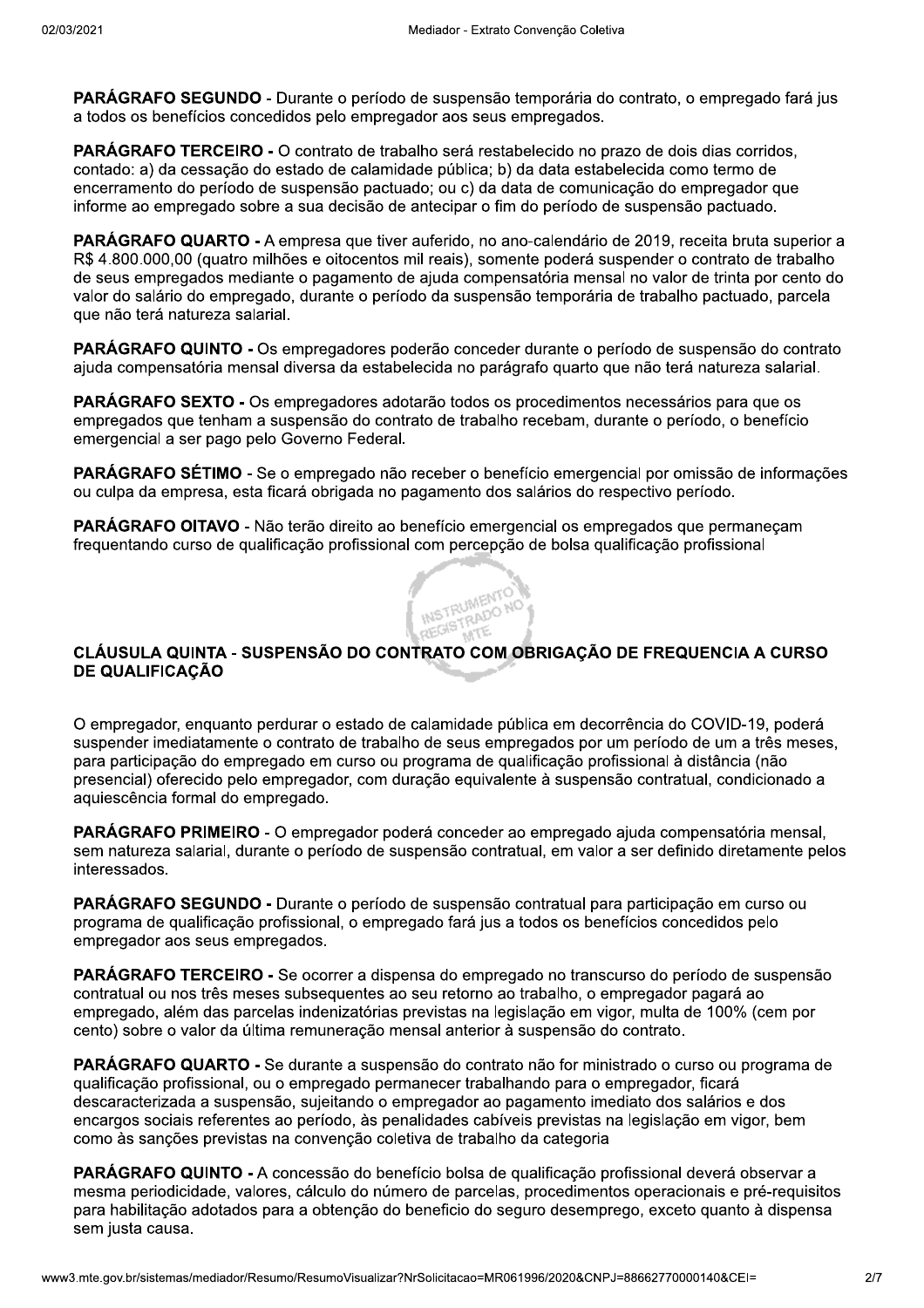**PARÁGRAFO SEGUNDO** - Durante o período de suspensão temporária do contrato, o empregado fará jus a todos os benefícios concedidos pelo empregador aos seus empregados.

**PARÁGRAFO TERCEIRO** - O contrato de trabalho será restabelecido no prazo de dois dias corridos, contado: a) da cessação do estado de calamidade pública; b) da data estabelecida como termo de encerramento do período de suspensão pactuado; ou c) da data de comunicação do empregador que informe ao empregado sobre a sua decisão de antecipar o fim do período de suspensão pactuado.

**PARÁGRAFO QUARTO** - A empresa que tiver auferido, no ano-calendário de 2019, receita bruta superior a R$ 4.800.000,00 (quatro milhões e oitocentos mil reais), somente poderá suspender o contrato de trabalho de seus empregados mediante o pagamento de ajuda compensatória mensal no valor de trinta por cento do valor do salário do empregado, durante o período da suspensão temporária de trabalho pactuado, parcela que não terá natureza salarial.

**PARÁGRAFO QUINTO** - Os empregadores poderão conceder durante o período de suspensão do contrato ajuda compensatória mensal diversa da estabelecida no parágrafo quarto que não terá natureza salarial.

**PARÁGRAFO SEXTO** - Os empregadores adotarão todos os procedimentos necessários para que os empregados que tenham a suspensão do contrato de trabalho recebam, durante o período, o benefício emergencial a ser pago pelo Governo Federal.

**PARÁGRAFO SÉTIMO** - Se o empregado não receber o benefício emergencial por omissão de informações ou culpa da empresa, esta ficará obrigada no pagamento dos salários do respectivo período.

**PARÁGRAFO OITAVO** - Não terão direito ao benefício emergencial os empregados que permaneçam frequentando curso de qualificação profissional com percepção de bolsa qualificação profissional

### CLÁUSULA QUINTA - SUSPENSÃO DO CONTRATO COM OBRIGAÇÃO DE FREQUENCIA A CURSO DE QUALIFICAÇÃO

O empregador, enquanto perdurar o estado de calamidade pública em decorrência do COVID-19, poderá suspender imediatamente o contrato de trabalho de seus empregados por um período de um a três meses, para participação do empregado em curso ou programa de qualificação profissional à distância (não presencial) oferecido pelo empregador, com duração equivalente à suspensão contratual, condicionado a aquiescência formal do empregado.

**PARÁGRAFO PRIMEIRO** - O empregador poderá conceder ao empregado ajuda compensatória mensal, sem natureza salarial, durante o período de suspensão contratual, em valor a ser definido diretamente pelos interessados.

**PARÁGRAFO SEGUNDO** - Durante o período de suspensão contratual para participação em curso ou programa de qualificação profissional, o empregado fará jus a todos os benefícios concedidos pelo empregador aos seus empregados.

**PARÁGRAFO TERCEIRO** - Se ocorrer a dispensa do empregado no transcurso do período de suspensão contratual ou nos três meses subsequentes ao seu retorno ao trabalho, o empregador pagará ao empregado, além das parcelas indenizatórias previstas na legislação em vigor, multa de 100% (cem por cento) sobre o valor da última remuneração mensal anterior à suspensão do contrato.

**PARÁGRAFO QUARTO** - Se durante a suspensão do contrato não for ministrado o curso ou programa de qualificação profissional, ou o empregado permanecer trabalhando para o empregador, ficará descaracterizada a suspensão, sujeitando o empregador ao pagamento imediato dos salários e dos encargos sociais referentes ao período, às penalidades cabíveis previstas na legislação em vigor, bem como às sanções previstas na convenção coletiva de trabalho da categoria

**PARÁGRAFO QUINTO** - A concessão do benefício bolsa de qualificação profissional deverá observar a mesma periodicidade, valores, cálculo do número de parcelas, procedimentos operacionais e pré-requisitos para habilitação adotados para a obtenção do beneficio do seguro desemprego, exceto quanto à dispensa sem justa causa.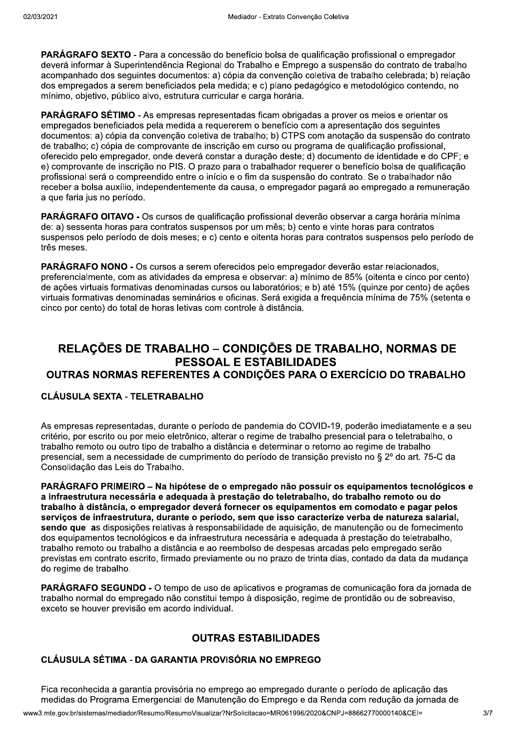**PARÁGRAFO SEXTO** - Para a concessão do benefício bolsa de qualificação profissional o empregador deverá informar à Superintendência Regional do Trabalho e Emprego a suspensão do contrato de trabalho acompanhado dos seguintes documentos: a) cópia da convenção coletiva de trabalho celebrada; b) relação dos empregados a serem beneficiados pela medida; e c) plano pedagógico e metodológico contendo, no mínimo, objetivo, público alvo, estrutura curricular e carga horária.

**PARÁGRAFO SÉTIMO** - As empresas representadas ficam obrigadas a prover os meios e orientar os empregados beneficiados pela medida a requererem o benefício com a apresentação dos seguintes documentos: a) cópia da convenção coletiva de trabalho; b) CTPS com anotação da suspensão do contrato de trabalho; c) cópia de comprovante de inscrição em curso ou programa de qualificação profissional, oferecido pelo empregador, onde deverá constar a duração deste; d) documento de identidade e do CPF; e e) comprovante de inscrição no PIS. O prazo para o trabalhador requerer o benefício bolsa de qualificação profissional será o compreendido entre o início e o fim da suspensão do contrato. Se o trabalhador não receber a bolsa auxílio, independentemente da causa, o empregador pagará ao empregado a remuneração a que faria jus no período.

**PARÁGRAFO OITAVO -** Os cursos de qualificação profissional deverão observar a carga horária mínima de: a) sessenta horas para contratos suspensos por um mês; b) cento e vinte horas para contratos suspensos pelo período de dois meses; e c) cento e oitenta horas para contratos suspensos pelo período de três meses.

**PARÁGRAFO NONO -** Os cursos a serem oferecidos pelo empregador deverão estar relacionados, preferencialmente, com as atividades da empresa e observar: a) mínimo de 85% (oitenta e cinco por cento) de ações virtuais formativas denominadas cursos ou laboratórios; e b) até 15% (quinze por cento) de ações virtuais formativas denominadas seminários e oficinas. Será exigida a frequência mínima de 75% (setenta e cinco por cento) do total de horas letivas com controle à distância.

## RELAÇÕES DE TRABALHO – CONDIÇÕES DE TRABALHO, NORMAS DE PESSOAL E ESTABILIDADES

### OUTRAS NORMAS REFERENTES A CONDIÇÕES PARA O EXERCÍCIO DO TRABALHO

#### CLÁUSULA SEXTA - TELETRABALHO

As empresas representadas, durante o período de pandemia do COVID-19, poderão imediatamente e a seu critério, por escrito ou por meio eletrônico, alterar o regime de trabalho presencial para o teletrabalho, o trabalho remoto ou outro tipo de trabalho a distância e determinar o retorno ao regime de trabalho presencial, sem a necessidade de cumprimento do período de transição previsto no § 2º do art. 75-C da Consolidação das Leis do Trabalho.

**PARÁGRAFO PRIMEIRO – Na hipótese de o empregado não possuir os equipamentos tecnológicos e a infraestrutura necessária e adequada à prestação do teletrabalho, do trabalho remoto ou do trabalho à distância, o empregador deverá fornecer os equipamentos em comodato e pagar pelos serviços de infraestrutura, durante o período, sem que isso caracterize verba de natureza salarial, sendo que a**s disposições relativas à responsabilidade de aquisição, de manutenção ou de fornecimento dos equipamentos tecnológicos e da infraestrutura necessária e adequada à prestação do teletrabalho, trabalho remoto ou trabalho a distância e ao reembolso de despesas arcadas pelo empregado serão previstas em contrato escrito, firmado previamente ou no prazo de trinta dias, contado da data da mudança do regime de trabalho.

**PARÁGRAFO SEGUNDO -** O tempo de uso de aplicativos e programas de comunicação fora da jornada de trabalho normal do empregado não constitui tempo à disposição, regime de prontidão ou de sobreaviso, exceto se houver previsão em acordo individual.

### OUTRAS ESTABILIDADES

#### CLÁUSULA SÉTIMA - DA GARANTIA PROVISÓRIA NO EMPREGO

Fica reconhecida a garantia provisória no emprego ao empregado durante o período de aplicação das medidas do Programa Emergencial de Manutenção do Emprego e da Renda com redução da jornada de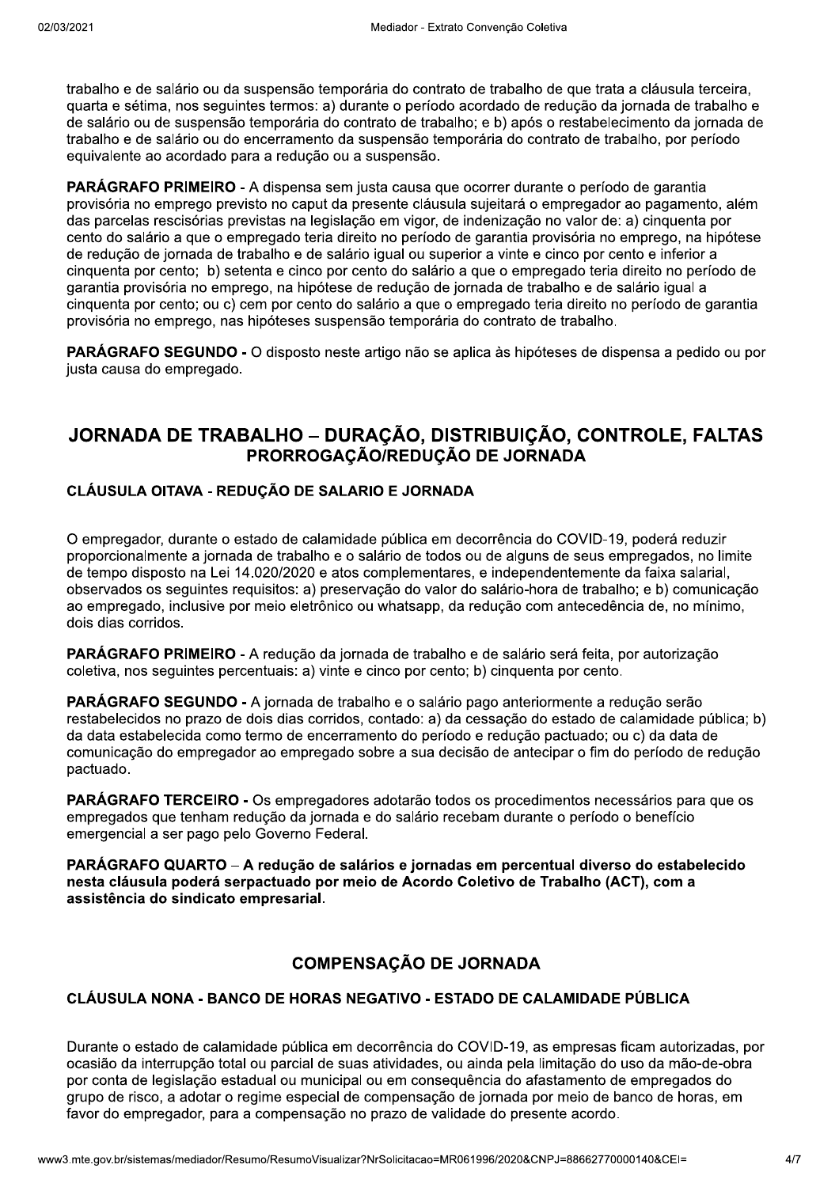trabalho e de salário ou da suspensão temporária do contrato de trabalho de que trata a cláusula terceira, quarta e sétima, nos seguintes termos: a) durante o período acordado de redução da jornada de trabalho e de salário ou de suspensão temporária do contrato de trabalho; e b) após o restabelecimento da jornada de trabalho e de salário ou do encerramento da suspensão temporária do contrato de trabalho, por período equivalente ao acordado para a redução ou a suspensão.

**PARÁGRAFO PRIMEIRO** - A dispensa sem justa causa que ocorrer durante o período de garantia provisória no emprego previsto no caput da presente cláusula sujeitará o empregador ao pagamento, além das parcelas rescisórias previstas na legislação em vigor, de indenização no valor de: a) cinquenta por cento do salário a que o empregado teria direito no período de garantia provisória no emprego, na hipótese de redução de jornada de trabalho e de salário igual ou superior a vinte e cinco por cento e inferior a cinquenta por cento; b) setenta e cinco por cento do salário a que o empregado teria direito no período de garantia provisória no emprego, na hipótese de redução de jornada de trabalho e de salário igual a cinquenta por cento; ou c) cem por cento do salário a que o empregado teria direito no período de garantia provisória no emprego, nas hipóteses suspensão temporária do contrato de trabalho.

**PARÁGRAFO SEGUNDO -** O disposto neste artigo não se aplica às hipóteses de dispensa a pedido ou por justa causa do empregado.

## JORNADA DE TRABALHO – DURAÇÃO, DISTRIBUIÇÃO, CONTROLE, FALTAS

### PRORROGAÇÃO/REDUÇÃO DE JORNADA

#### CLÁUSULA OITAVA - REDUÇÃO DE SALARIO E JORNADA

O empregador, durante o estado de calamidade pública em decorrência do COVID-19, poderá reduzir proporcionalmente a jornada de trabalho e o salário de todos ou de alguns de seus empregados, no limite de tempo disposto na Lei 14.020/2020 e atos complementares, e independentemente da faixa salarial, observados os seguintes requisitos: a) preservação do valor do salário-hora de trabalho; e b) comunicação ao empregado, inclusive por meio eletrônico ou whatsapp, da redução com antecedência de, no mínimo, dois dias corridos.

**PARÁGRAFO PRIMEIRO** - A redução da jornada de trabalho e de salário será feita, por autorização coletiva, nos seguintes percentuais: a) vinte e cinco por cento; b) cinquenta por cento.

**PARÁGRAFO SEGUNDO -** A jornada de trabalho e o salário pago anteriormente a redução serão restabelecidos no prazo de dois dias corridos, contado: a) da cessação do estado de calamidade pública; b) da data estabelecida como termo de encerramento do período e redução pactuado; ou c) da data de comunicação do empregador ao empregado sobre a sua decisão de antecipar o fim do período de redução pactuado.

**PARÁGRAFO TERCEIRO -** Os empregadores adotarão todos os procedimentos necessários para que os empregados que tenham redução da jornada e do salário recebam durante o período o benefício emergencial a ser pago pelo Governo Federal.

**PARÁGRAFO QUARTO – A redução de salários e jornadas em percentual diverso do estabelecido nesta cláusula poderá serpactuado por meio de Acordo Coletivo de Trabalho (ACT), com a assistência do sindicato empresarial.**

### COMPENSAÇÃO DE JORNADA

#### CLÁUSULA NONA - BANCO DE HORAS NEGATIVO - ESTADO DE CALAMIDADE PÚBLICA

Durante o estado de calamidade pública em decorrência do COVID-19, as empresas ficam autorizadas, por ocasião da interrupção total ou parcial de suas atividades, ou ainda pela limitação do uso da mão-de-obra por conta de legislação estadual ou municipal ou em consequência do afastamento de empregados do grupo de risco, a adotar o regime especial de compensação de jornada por meio de banco de horas, em favor do empregador, para a compensação no prazo de validade do presente acordo.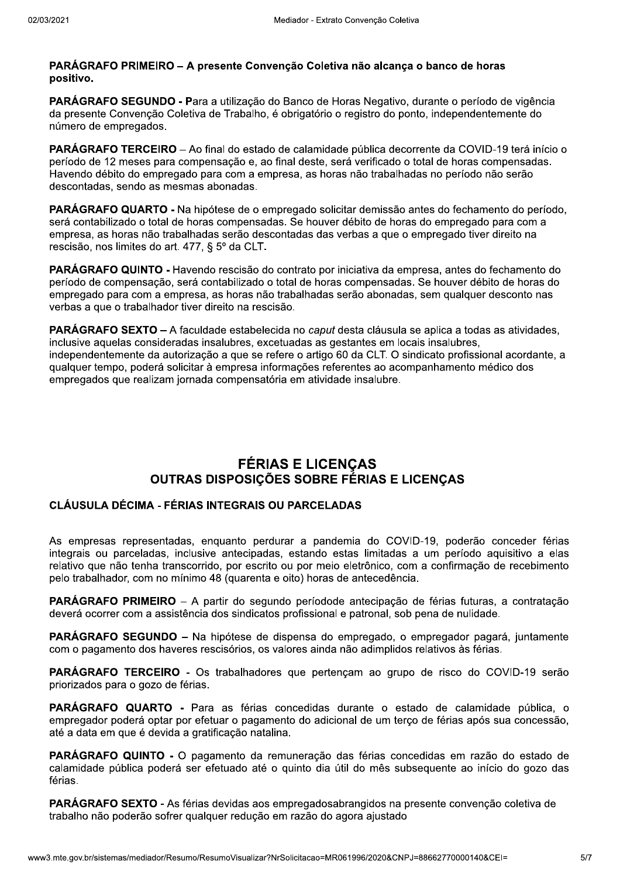**PARÁGRAFO PRIMEIRO – A presente Convenção Coletiva não alcança o banco de horas positivo.**

**PARÁGRAFO SEGUNDO -** Para a utilização do Banco de Horas Negativo, durante o período de vigência da presente Convenção Coletiva de Trabalho, é obrigatório o registro do ponto, independentemente do número de empregados.

**PARÁGRAFO TERCEIRO** – Ao final do estado de calamidade pública decorrente da COVID-19 terá início o período de 12 meses para compensação e, ao final deste, será verificado o total de horas compensadas. Havendo débito do empregado para com a empresa, as horas não trabalhadas no período não serão descontadas, sendo as mesmas abonadas.

**PARÁGRAFO QUARTO -** Na hipótese de o empregado solicitar demissão antes do fechamento do período, será contabilizado o total de horas compensadas. Se houver débito de horas do empregado para com a empresa, as horas não trabalhadas serão descontadas das verbas a que o empregado tiver direito na rescisão, nos limites do art. 477, § 5º da CLT.

**PARÁGRAFO QUINTO -** Havendo rescisão do contrato por iniciativa da empresa, antes do fechamento do período de compensação, será contabilizado o total de horas compensadas. Se houver débito de horas do empregado para com a empresa, as horas não trabalhadas serão abonadas, sem qualquer desconto nas verbas a que o trabalhador tiver direito na rescisão.

**PARÁGRAFO SEXTO –** A faculdade estabelecida no *caput* desta cláusula se aplica a todas as atividades, inclusive aquelas consideradas insalubres, excetuadas as gestantes em locais insalubres, independentemente da autorização a que se refere o artigo 60 da CLT. O sindicato profissional acordante, a qualquer tempo, poderá solicitar à empresa informações referentes ao acompanhamento médico dos empregados que realizam jornada compensatória em atividade insalubre.

## FÉRIAS E LICENÇAS
### OUTRAS DISPOSIÇÕES SOBRE FÉRIAS E LICENÇAS

#### CLÁUSULA DÉCIMA - FÉRIAS INTEGRAIS OU PARCELADAS

As empresas representadas, enquanto perdurar a pandemia do COVID-19, poderão conceder férias integrais ou parceladas, inclusive antecipadas, estando estas limitadas a um período aquisitivo a elas relativo que não tenha transcorrido, por escrito ou por meio eletrônico, com a confirmação de recebimento pelo trabalhador, com no mínimo 48 (quarenta e oito) horas de antecedência.

**PARÁGRAFO PRIMEIRO** – A partir do segundo períodode antecipação de férias futuras, a contratação deverá ocorrer com a assistência dos sindicatos profissional e patronal, sob pena de nulidade.

**PARÁGRAFO SEGUNDO –** Na hipótese de dispensa do empregado, o empregador pagará, juntamente com o pagamento dos haveres rescisórios, os valores ainda não adimplidos relativos às férias.

**PARÁGRAFO TERCEIRO** - Os trabalhadores que pertençam ao grupo de risco do COVID-19 serão priorizados para o gozo de férias.

**PARÁGRAFO QUARTO -** Para as férias concedidas durante o estado de calamidade pública, o empregador poderá optar por efetuar o pagamento do adicional de um terço de férias após sua concessão, até a data em que é devida a gratificação natalina.

**PARÁGRAFO QUINTO -** O pagamento da remuneração das férias concedidas em razão do estado de calamidade pública poderá ser efetuado até o quinto dia útil do mês subsequente ao início do gozo das férias.

**PARÁGRAFO SEXTO** - As férias devidas aos empregadosabrangidos na presente convenção coletiva de trabalho não poderão sofrer qualquer redução em razão do agora ajustado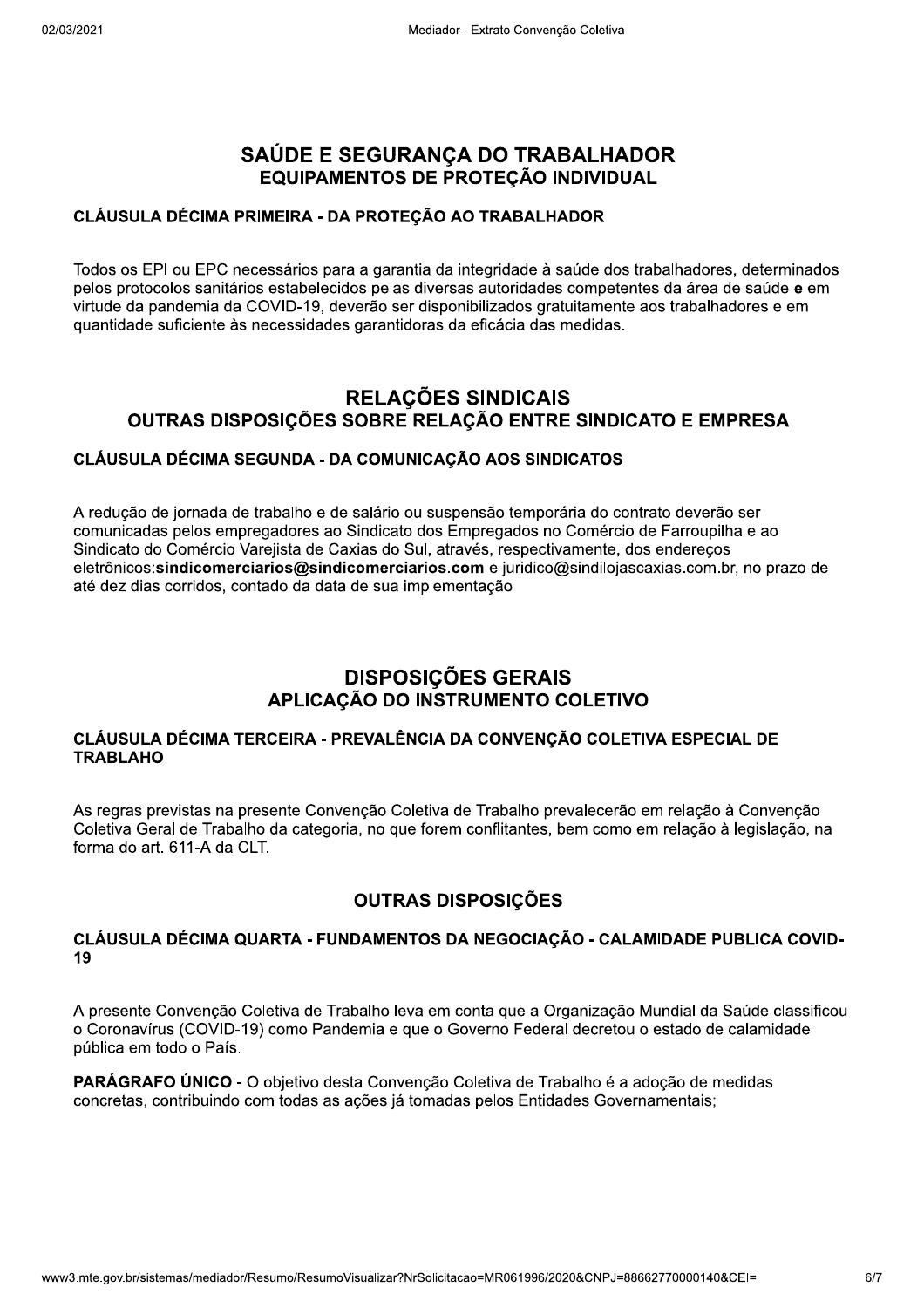## SAÚDE E SEGURANÇA DO TRABALHADOR

### EQUIPAMENTOS DE PROTEÇÃO INDIVIDUAL

#### CLÁUSULA DÉCIMA PRIMEIRA - DA PROTEÇÃO AO TRABALHADOR

Todos os EPI ou EPC necessários para a garantia da integridade à saúde dos trabalhadores, determinados pelos protocolos sanitários estabelecidos pelas diversas autoridades competentes da área de saúde **e** em virtude da pandemia da COVID-19, deverão ser disponibilizados gratuitamente aos trabalhadores e em quantidade suficiente às necessidades garantidoras da eficácia das medidas.

## RELAÇÕES SINDICAIS

### OUTRAS DISPOSIÇÕES SOBRE RELAÇÃO ENTRE SINDICATO E EMPRESA

#### CLÁUSULA DÉCIMA SEGUNDA - DA COMUNICAÇÃO AOS SINDICATOS

A redução de jornada de trabalho e de salário ou suspensão temporária do contrato deverão ser comunicadas pelos empregadores ao Sindicato dos Empregados no Comércio de Farroupilha e ao Sindicato do Comércio Varejista de Caxias do Sul, através, respectivamente, dos endereços eletrônicos:**sindicomerciarios@sindicomerciarios.com** e juridico@sindilojascaxias.com.br, no prazo de até dez dias corridos, contado da data de sua implementação

## DISPOSIÇÕES GERAIS

### APLICAÇÃO DO INSTRUMENTO COLETIVO

#### CLÁUSULA DÉCIMA TERCEIRA - PREVALÊNCIA DA CONVENÇÃO COLETIVA ESPECIAL DE TRABLAHO

As regras previstas na presente Convenção Coletiva de Trabalho prevalecerão em relação à Convenção Coletiva Geral de Trabalho da categoria, no que forem conflitantes, bem como em relação à legislação, na forma do art. 611-A da CLT.

### OUTRAS DISPOSIÇÕES

#### CLÁUSULA DÉCIMA QUARTA - FUNDAMENTOS DA NEGOCIAÇÃO - CALAMIDADE PUBLICA COVID-19

A presente Convenção Coletiva de Trabalho leva em conta que a Organização Mundial da Saúde classificou o Coronavírus (COVID-19) como Pandemia e que o Governo Federal decretou o estado de calamidade pública em todo o País.

**PARÁGRAFO ÚNICO** - O objetivo desta Convenção Coletiva de Trabalho é a adoção de medidas concretas, contribuindo com todas as ações já tomadas pelos Entidades Governamentais;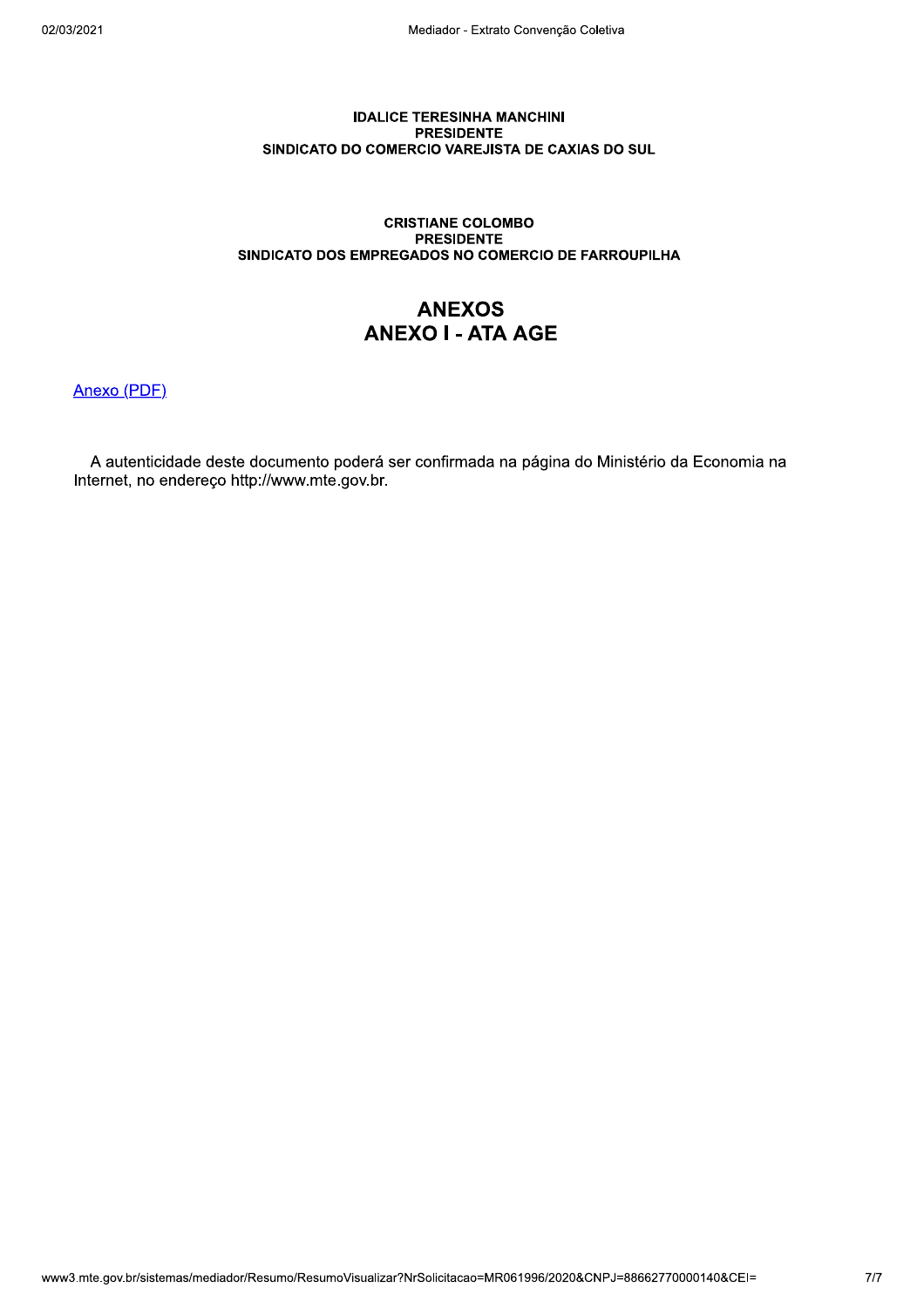**IDALICE TERESINHA MANCHINI**
**PRESIDENTE**
**SINDICATO DO COMERCIO VAREJISTA DE CAXIAS DO SUL**

**CRISTIANE COLOMBO**
**PRESIDENTE**
**SINDICATO DOS EMPREGADOS NO COMERCIO DE FARROUPILHA**

## ANEXOS
## ANEXO I - ATA AGE

Anexo (PDF)

A autenticidade deste documento poderá ser confirmada na página do Ministério da Economia na Internet, no endereço http://www.mte.gov.br.